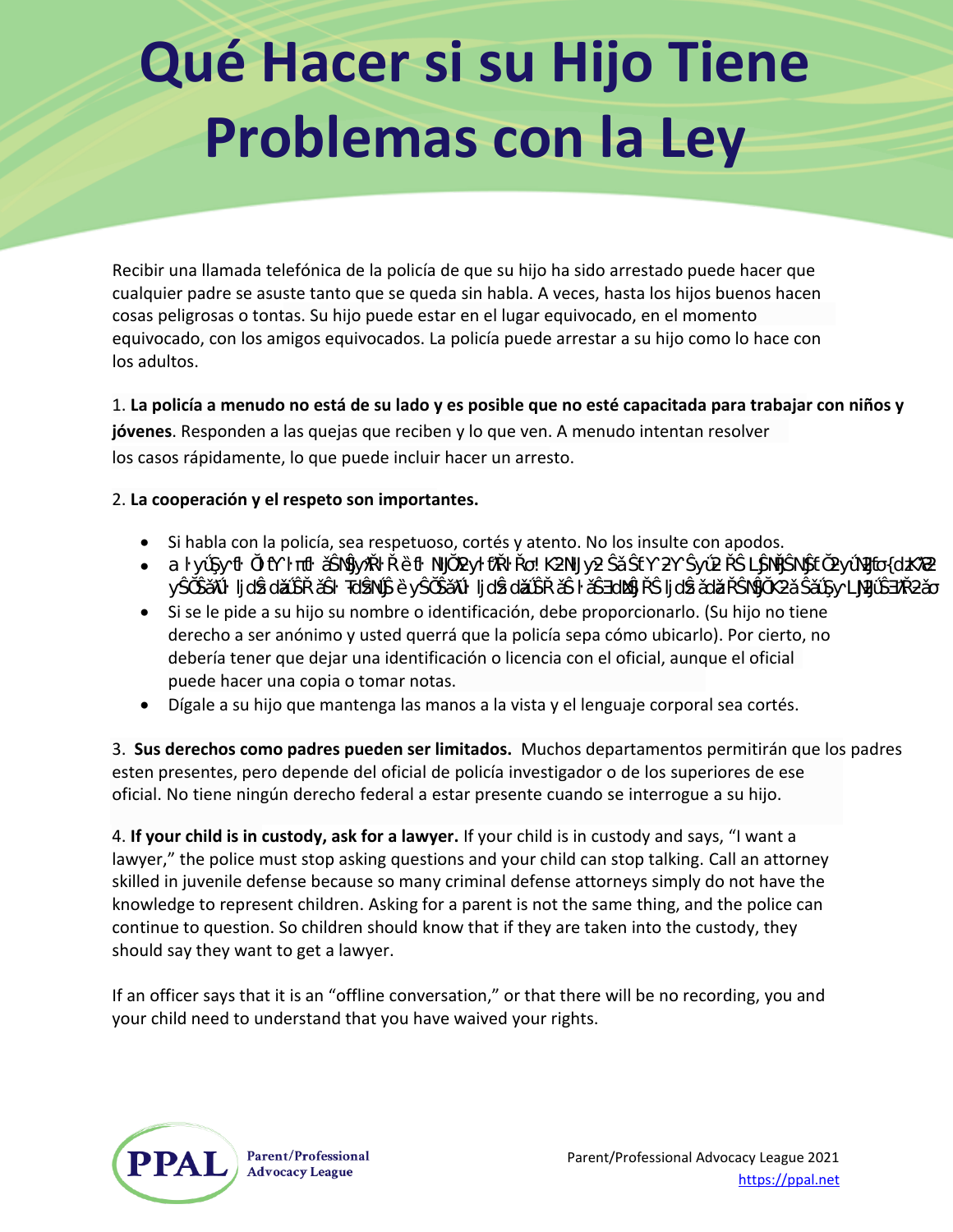# Qué Hacer si su Hijo Tiene Problemas con la Ley

Recibir una llamada telefónica de la policía de que su hijo ha sido arrestado puede hacer que cualquier padre se asuste tanto que se queda sin habla. A veces, hasta los hijos buenos hacen cosas peligrosas o tontas. Su hijo puede estar en el lugar equivocado, en el momento equivocado, con los amigos equivocados. La policía puede arrestar a su hijo como lo hace con los adultos.

1. **La policía a menudo no está de su lado y es posible que no esté capacitada para trabajar con niños y jóvenes**. Responden a las quejas que reciben y lo que ven. A menudo intentan resolver los casos rápidamente, lo que puede incluir hacer un arresto.

2. **La cooperación y el respeto son importantes.**

- Si habla con la policía, sea respetuoso, cortés y atento. No los insulte con apodos.
- a ŀ yŭŜy fl ŎťΥ ŀ mfl ăŜNJyŘŀ Ř è fl NJŎŘyŀ ťŘŀ Řơ! K2NJy2 ŜăŜť Υ 2Υ Ŝyŭ2 ŘŜ LŞNJŜNJť Ŏ2yŭNJfo{ dăK22 yŜŎŜăŭ ljdŝ dăŭŜŘ ăŜŀ ŦdŜNJŜ è yŜŎŜăŭ ljdŝ dăŭŜŘ ăŜŀ ăŜƎdŅŜ ŘŜ ljdŝ ădăŘŜŇŎK2ăŜăŭŞ yLNJŭŜƎŘ2ăơ
- Si se le pide a su hijo su nombre o identificación, debe proporcionarlo. (Su hijo no tiene derecho a ser anónimo y usted querrá que la policía sepa cómo ubicarlo). Por cierto, no debería tener que dejar una identificación o licencia con el oficial, aunque el oficial puede hacer una copia o tomar notas.
- Dígale a su hijo que mantenga las manos a la vista y el lenguaje corporal sea cortés.

3. **Sus derechos como padres pueden ser limitados.** Muchos departamentos permitirán que los padres esten presentes, pero depende del oficial de policía investigador o de los superiores de ese oficial. No tiene ningún derecho federal a estar presente cuando se interrogue a su hijo.

4. **If your child is in custody, ask for a lawyer.** If your child is in custody and says, "I want a lawyer," the police must stop asking questions and your child can stop talking. Call an attorney skilled in juvenile defense because so many criminal defense attorneys simply do not have the knowledge to represent children. Asking for a parent is not the same thing, and the police can continue to question. So children should know that if they are taken into the custody, they should say they want to get a lawyer.

If an officer says that it is an "offline conversation," or that there will be no recording, you and your child need to understand that you have waived your rights.

PPAL Parent/Professional Advocacy League

Parent/Professional Advocacy League 2021
https://ppal.net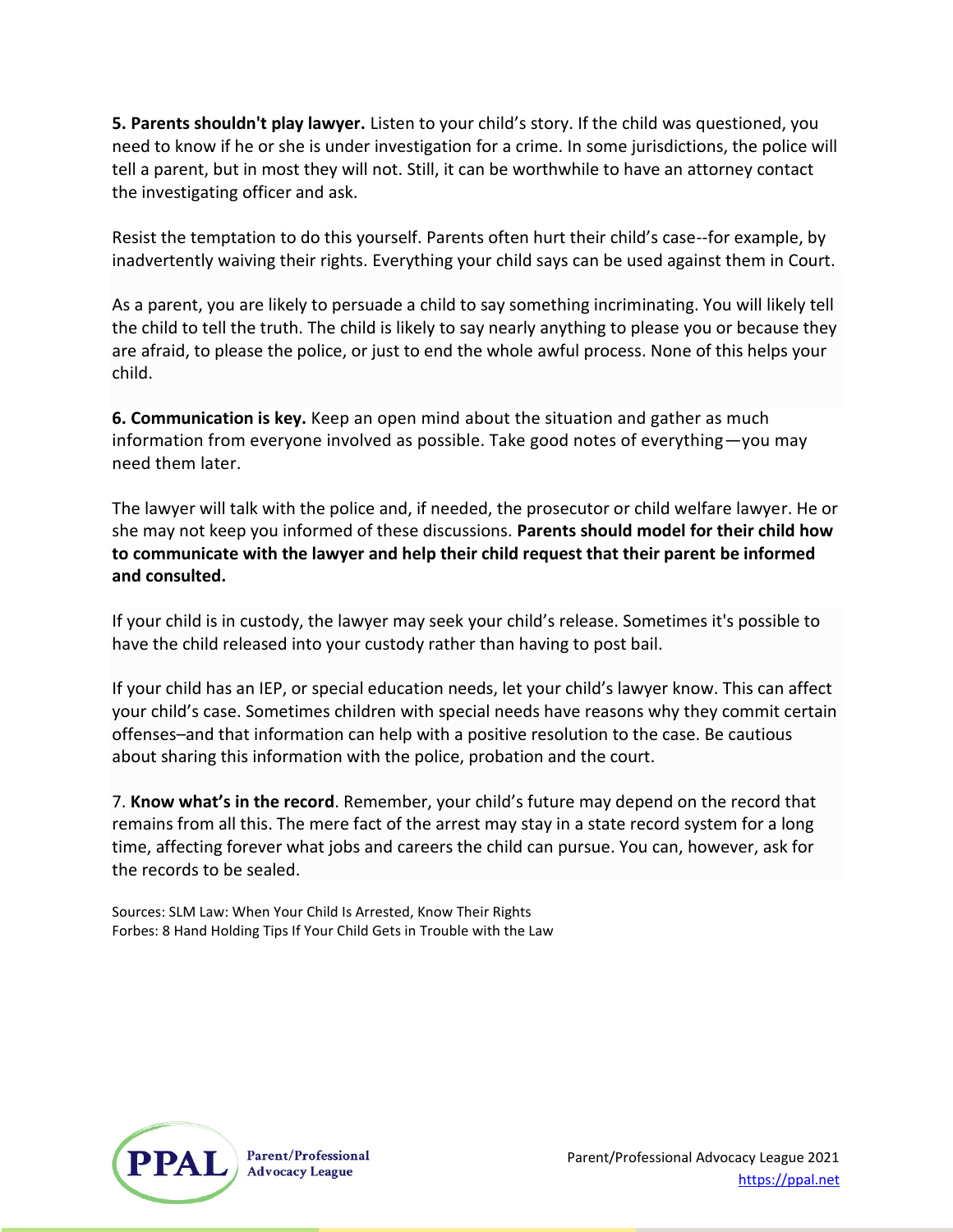**5. Parents shouldn't play lawyer.** Listen to your child's story. If the child was questioned, you need to know if he or she is under investigation for a crime. In some jurisdictions, the police will tell a parent, but in most they will not. Still, it can be worthwhile to have an attorney contact the investigating officer and ask.

Resist the temptation to do this yourself. Parents often hurt their child's case--for example, by inadvertently waiving their rights. Everything your child says can be used against them in Court.

As a parent, you are likely to persuade a child to say something incriminating. You will likely tell the child to tell the truth. The child is likely to say nearly anything to please you or because they are afraid, to please the police, or just to end the whole awful process. None of this helps your child.

**6. Communication is key.** Keep an open mind about the situation and gather as much information from everyone involved as possible. Take good notes of everything—you may need them later.

The lawyer will talk with the police and, if needed, the prosecutor or child welfare lawyer. He or she may not keep you informed of these discussions. **Parents should model for their child how to communicate with the lawyer and help their child request that their parent be informed and consulted.**

If your child is in custody, the lawyer may seek your child's release. Sometimes it's possible to have the child released into your custody rather than having to post bail.

If your child has an IEP, or special education needs, let your child's lawyer know. This can affect your child's case. Sometimes children with special needs have reasons why they commit certain offenses–and that information can help with a positive resolution to the case. Be cautious about sharing this information with the police, probation and the court.

7. **Know what's in the record**. Remember, your child's future may depend on the record that remains from all this. The mere fact of the arrest may stay in a state record system for a long time, affecting forever what jobs and careers the child can pursue. You can, however, ask for the records to be sealed.

Sources: SLM Law: When Your Child Is Arrested, Know Their Rights
Forbes: 8 Hand Holding Tips If Your Child Gets in Trouble with the Law

PPAL Parent/Professional Advocacy League

Parent/Professional Advocacy League 2021
https://ppal.net